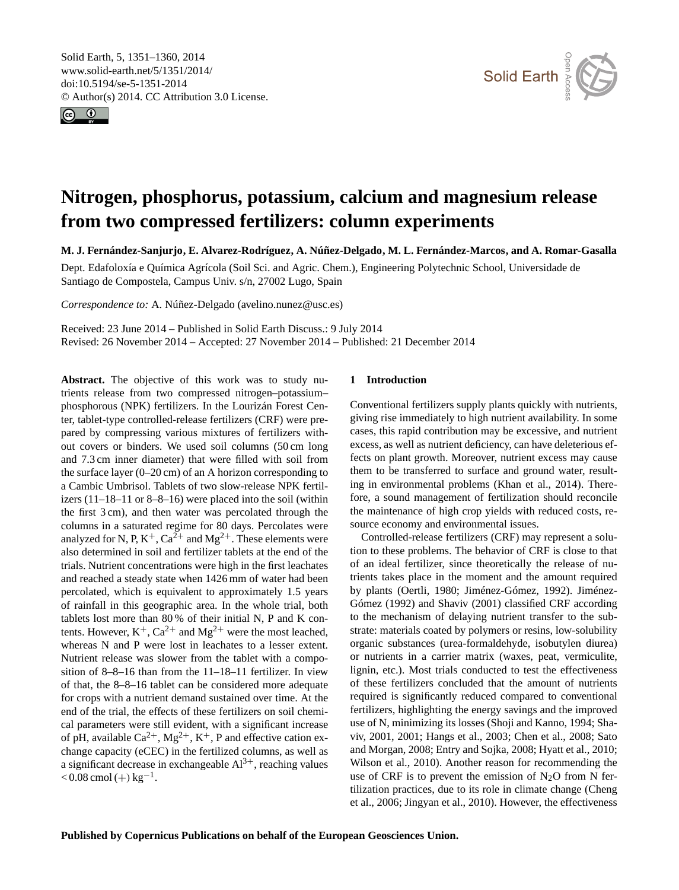# Nitrogen, phosphorus, potassium, calcium and magnesium release from two compressed fertilizers: column experiments

**M. J. Fernández-Sanjurjo, E. Alvarez-Rodríguez, A. Núñez-Delgado, M. L. Fernández-Marcos, and A. Romar-Gasalla**

Dept. Edafoloxía e Química Agrícola (Soil Sci. and Agric. Chem.), Engineering Polytechnic School, Universidade de Santiago de Compostela, Campus Univ. s/n, 27002 Lugo, Spain

*Correspondence to:* A. Núñez-Delgado (avelino.nunez@usc.es)

Received: 23 June 2014 – Published in Solid Earth Discuss.: 9 July 2014
Revised: 26 November 2014 – Accepted: 27 November 2014 – Published: 21 December 2014

**Abstract.** The objective of this work was to study nutrients release from two compressed nitrogen–potassium–phosphorous (NPK) fertilizers. In the Lourizán Forest Center, tablet-type controlled-release fertilizers (CRF) were prepared by compressing various mixtures of fertilizers without covers or binders. We used soil columns (50 cm long and 7.3 cm inner diameter) that were filled with soil from the surface layer (0–20 cm) of an A horizon corresponding to a Cambic Umbrisol. Tablets of two slow-release NPK fertilizers (11–18–11 or 8–8–16) were placed into the soil (within the first 3 cm), and then water was percolated through the columns in a saturated regime for 80 days. Percolates were analyzed for N, P, $K^+$, $Ca^{2+}$ and $Mg^{2+}$. These elements were also determined in soil and fertilizer tablets at the end of the trials. Nutrient concentrations were high in the first leachates and reached a steady state when 1426 mm of water had been percolated, which is equivalent to approximately 1.5 years of rainfall in this geographic area. In the whole trial, both tablets lost more than 80 % of their initial N, P and K contents. However, $K^+$, $Ca^{2+}$ and $Mg^{2+}$ were the most leached, whereas N and P were lost in leachates to a lesser extent. Nutrient release was slower from the tablet with a composition of 8–8–16 than from the 11–18–11 fertilizer. In view of that, the 8–8–16 tablet can be considered more adequate for crops with a nutrient demand sustained over time. At the end of the trial, the effects of these fertilizers on soil chemical parameters were still evident, with a significant increase of pH, available $Ca^{2+}$, $Mg^{2+}$, $K^+$, P and effective cation exchange capacity (eCEC) in the fertilized columns, as well as a significant decrease in exchangeable $Al^{3+}$, reaching values $< 0.08\ \text{cmol}\,(+)\,\text{kg}^{-1}$.

## 1 Introduction

Conventional fertilizers supply plants quickly with nutrients, giving rise immediately to high nutrient availability. In some cases, this rapid contribution may be excessive, and nutrient excess, as well as nutrient deficiency, can have deleterious effects on plant growth. Moreover, nutrient excess may cause them to be transferred to surface and ground water, resulting in environmental problems (Khan et al., 2014). Therefore, a sound management of fertilization should reconcile the maintenance of high crop yields with reduced costs, resource economy and environmental issues.

Controlled-release fertilizers (CRF) may represent a solution to these problems. The behavior of CRF is close to that of an ideal fertilizer, since theoretically the release of nutrients takes place in the moment and the amount required by plants (Oertli, 1980; Jiménez-Gómez, 1992). Jiménez-Gómez (1992) and Shaviv (2001) classified CRF according to the mechanism of delaying nutrient transfer to the substrate: materials coated by polymers or resins, low-solubility organic substances (urea-formaldehyde, isobutylen diurea) or nutrients in a carrier matrix (waxes, peat, vermiculite, lignin, etc.). Most trials conducted to test the effectiveness of these fertilizers concluded that the amount of nutrients required is significantly reduced compared to conventional fertilizers, highlighting the energy savings and the improved use of N, minimizing its losses (Shoji and Kanno, 1994; Shaviv, 2001, 2001; Hangs et al., 2003; Chen et al., 2008; Sato and Morgan, 2008; Entry and Sojka, 2008; Hyatt et al., 2010; Wilson et al., 2010). Another reason for recommending the use of CRF is to prevent the emission of $N_2O$ from N fertilization practices, due to its role in climate change (Cheng et al., 2006; Jingyan et al., 2010). However, the effectiveness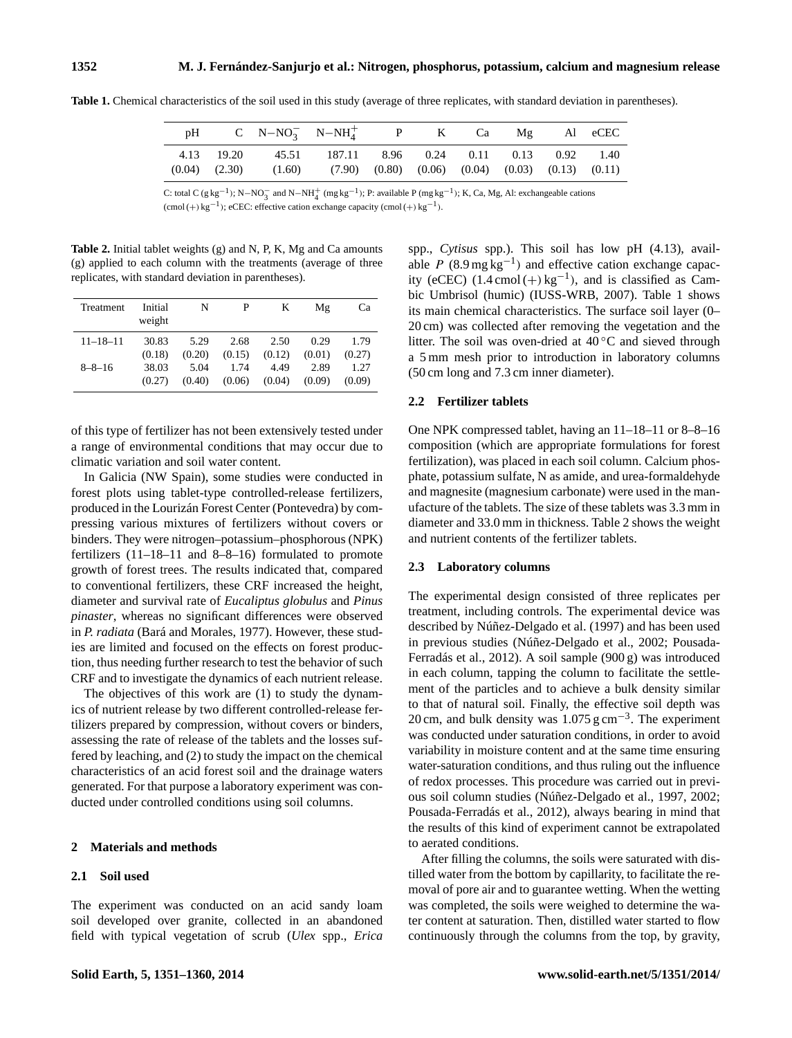**Table 1.** Chemical characteristics of the soil used in this study (average of three replicates, with standard deviation in parentheses).

| pH | C | $N{-}NO_3^-$ | $N{-}NH_4^+$ | P | K | Ca | Mg | Al | eCEC |
|---|---|---|---|---|---|---|---|---|---|
| 4.13 | 19.20 | 45.51 | 187.11 | 8.96 | 0.24 | 0.11 | 0.13 | 0.92 | 1.40 |
| (0.04) | (2.30) | (1.60) | (7.90) | (0.80) | (0.06) | (0.04) | (0.03) | (0.13) | (0.11) |

C: total C ($g\,kg^{-1}$); $N{-}NO_3^-$ and $N{-}NH_4^+$ ($mg\,kg^{-1}$); P: available P ($mg\,kg^{-1}$); K, Ca, Mg, Al: exchangeable cations ($cmol\,(+)\,kg^{-1}$); eCEC: effective cation exchange capacity ($cmol\,(+)\,kg^{-1}$).

**Table 2.** Initial tablet weights (g) and N, P, K, Mg and Ca amounts (g) applied to each column with the treatments (average of three replicates, with standard deviation in parentheses).

| Treatment | Initial weight | N | P | K | Mg | Ca |
|---|---|---|---|---|---|---|
| 11–18–11 | 30.83 | 5.29 | 2.68 | 2.50 | 0.29 | 1.79 |
| | (0.18) | (0.20) | (0.15) | (0.12) | (0.01) | (0.27) |
| 8–8–16 | 38.03 | 5.04 | 1.74 | 4.49 | 2.89 | 1.27 |
| | (0.27) | (0.40) | (0.06) | (0.04) | (0.09) | (0.09) |

of this type of fertilizer has not been extensively tested under a range of environmental conditions that may occur due to climatic variation and soil water content.

In Galicia (NW Spain), some studies were conducted in forest plots using tablet-type controlled-release fertilizers, produced in the Lourizán Forest Center (Pontevedra) by compressing various mixtures of fertilizers without covers or binders. They were nitrogen–potassium–phosphorous (NPK) fertilizers (11–18–11 and 8–8–16) formulated to promote growth of forest trees. The results indicated that, compared to conventional fertilizers, these CRF increased the height, diameter and survival rate of *Eucaliptus globulus* and *Pinus pinaster*, whereas no significant differences were observed in *P. radiata* (Bará and Morales, 1977). However, these studies are limited and focused on the effects on forest production, thus needing further research to test the behavior of such CRF and to investigate the dynamics of each nutrient release.

The objectives of this work are (1) to study the dynamics of nutrient release by two different controlled-release fertilizers prepared by compression, without covers or binders, assessing the rate of release of the tablets and the losses suffered by leaching, and (2) to study the impact on the chemical characteristics of an acid forest soil and the drainage waters generated. For that purpose a laboratory experiment was conducted under controlled conditions using soil columns.

## 2 Materials and methods

### 2.1 Soil used

The experiment was conducted on an acid sandy loam soil developed over granite, collected in an abandoned field with typical vegetation of scrub (*Ulex* spp., *Erica* spp., *Cytisus* spp.). This soil has low pH (4.13), available *P* ($8.9\,mg\,kg^{-1}$) and effective cation exchange capacity (eCEC) ($1.4\,cmol\,(+)\,kg^{-1}$), and is classified as Cambic Umbrisol (humic) (IUSS-WRB, 2007). Table 1 shows its main chemical characteristics. The surface soil layer (0–20 cm) was collected after removing the vegetation and the litter. The soil was oven-dried at 40 °C and sieved through a 5 mm mesh prior to introduction in laboratory columns (50 cm long and 7.3 cm inner diameter).

### 2.2 Fertilizer tablets

One NPK compressed tablet, having an 11–18–11 or 8–8–16 composition (which are appropriate formulations for forest fertilization), was placed in each soil column. Calcium phosphate, potassium sulfate, N as amide, and urea-formaldehyde and magnesite (magnesium carbonate) were used in the manufacture of the tablets. The size of these tablets was 3.3 mm in diameter and 33.0 mm in thickness. Table 2 shows the weight and nutrient contents of the fertilizer tablets.

### 2.3 Laboratory columns

The experimental design consisted of three replicates per treatment, including controls. The experimental device was described by Núñez-Delgado et al. (1997) and has been used in previous studies (Núñez-Delgado et al., 2002; Pousada-Ferradás et al., 2012). A soil sample (900 g) was introduced in each column, tapping the column to facilitate the settlement of the particles and to achieve a bulk density similar to that of natural soil. Finally, the effective soil depth was 20 cm, and bulk density was $1.075\,g\,cm^{-3}$. The experiment was conducted under saturation conditions, in order to avoid variability in moisture content and at the same time ensuring water-saturation conditions, and thus ruling out the influence of redox processes. This procedure was carried out in previous soil column studies (Núñez-Delgado et al., 1997, 2002; Pousada-Ferradás et al., 2012), always bearing in mind that the results of this kind of experiment cannot be extrapolated to aerated conditions.

After filling the columns, the soils were saturated with distilled water from the bottom by capillarity, to facilitate the removal of pore air and to guarantee wetting. When the wetting was completed, the soils were weighed to determine the water content at saturation. Then, distilled water started to flow continuously through the columns from the top, by gravity,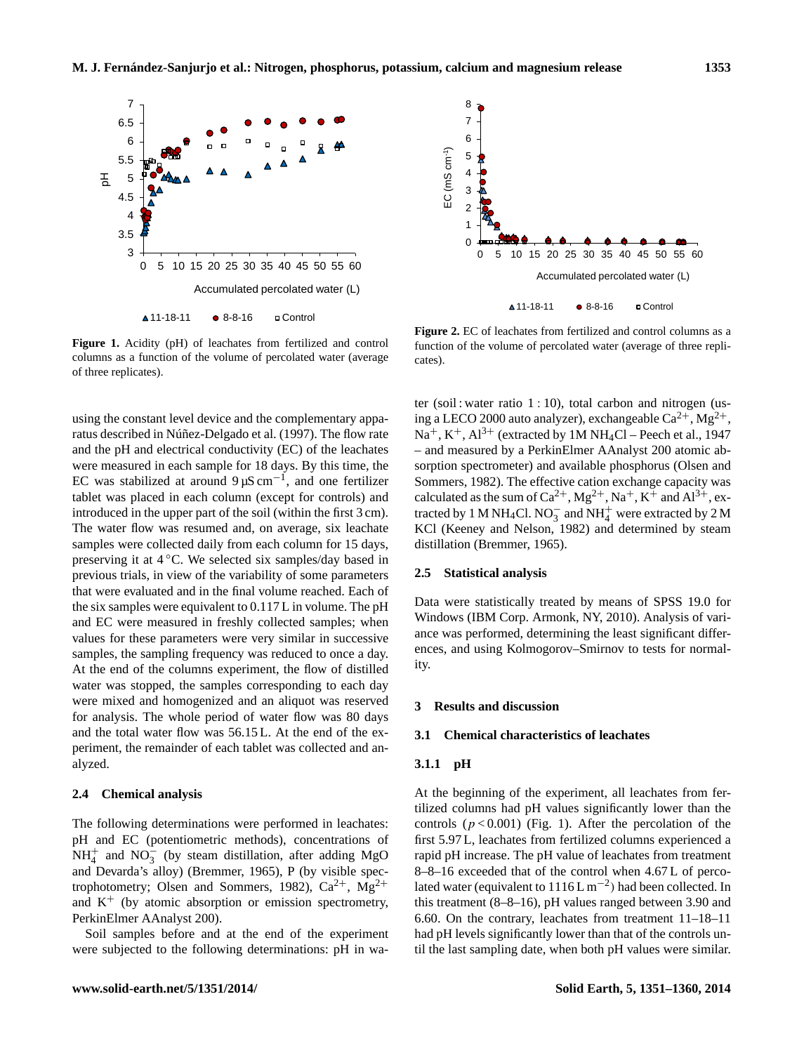**Figure 1.** Acidity (pH) of leachates from fertilized and control columns as a function of the volume of percolated water (average of three replicates).

**Figure 2.** EC of leachates from fertilized and control columns as a function of the volume of percolated water (average of three replicates).

using the constant level device and the complementary apparatus described in Núñez-Delgado et al. (1997). The flow rate and the pH and electrical conductivity (EC) of the leachates were measured in each sample for 18 days. By this time, the EC was stabilized at around $9\,\mu S\,cm^{-1}$, and one fertilizer tablet was placed in each column (except for controls) and introduced in the upper part of the soil (within the first 3 cm). The water flow was resumed and, on average, six leachate samples were collected daily from each column for 15 days, preserving it at 4 °C. We selected six samples/day based in previous trials, in view of the variability of some parameters that were evaluated and in the final volume reached. Each of the six samples were equivalent to 0.117 L in volume. The pH and EC were measured in freshly collected samples; when values for these parameters were very similar in successive samples, the sampling frequency was reduced to once a day. At the end of the columns experiment, the flow of distilled water was stopped, the samples corresponding to each day were mixed and homogenized and an aliquot was reserved for analysis. The whole period of water flow was 80 days and the total water flow was 56.15 L. At the end of the experiment, the remainder of each tablet was collected and analyzed.

### 2.4 Chemical analysis

The following determinations were performed in leachates: pH and EC (potentiometric methods), concentrations of $NH_4^+$ and $NO_3^-$ (by steam distillation, after adding MgO and Devarda's alloy) (Bremmer, 1965), P (by visible spectrophotometry; Olsen and Sommers, 1982), $Ca^{2+}$, $Mg^{2+}$ and $K^+$ (by atomic absorption or emission spectrometry, PerkinElmer AAnalyst 200).

Soil samples before and at the end of the experiment were subjected to the following determinations: pH in water (soil : water ratio 1 : 10), total carbon and nitrogen (using a LECO 2000 auto analyzer), exchangeable $Ca^{2+}$, $Mg^{2+}$, $Na^+$, $K^+$, $Al^{3+}$ (extracted by 1M $NH_4Cl$ – Peech et al., 1947 – and measured by a PerkinElmer AAnalyst 200 atomic absorption spectrometer) and available phosphorus (Olsen and Sommers, 1982). The effective cation exchange capacity was calculated as the sum of $Ca^{2+}$, $Mg^{2+}$, $Na^+$, $K^+$ and $Al^{3+}$, extracted by 1 M $NH_4Cl$. $NO_3^-$ and $NH_4^+$ were extracted by 2 M KCl (Keeney and Nelson, 1982) and determined by steam distillation (Bremmer, 1965).

### 2.5 Statistical analysis

Data were statistically treated by means of SPSS 19.0 for Windows (IBM Corp. Armonk, NY, 2010). Analysis of variance was performed, determining the least significant differences, and using Kolmogorov–Smirnov to tests for normality.

## 3 Results and discussion

### 3.1 Chemical characteristics of leachates

#### 3.1.1 pH

At the beginning of the experiment, all leachates from fertilized columns had pH values significantly lower than the controls ($p < 0.001$) (Fig. 1). After the percolation of the first 5.97 L, leachates from fertilized columns experienced a rapid pH increase. The pH value of leachates from treatment 8–8–16 exceeded that of the control when 4.67 L of percolated water (equivalent to $1116\,L\,m^{-2}$) had been collected. In this treatment (8–8–16), pH values ranged between 3.90 and 6.60. On the contrary, leachates from treatment 11–18–11 had pH levels significantly lower than that of the controls until the last sampling date, when both pH values were similar.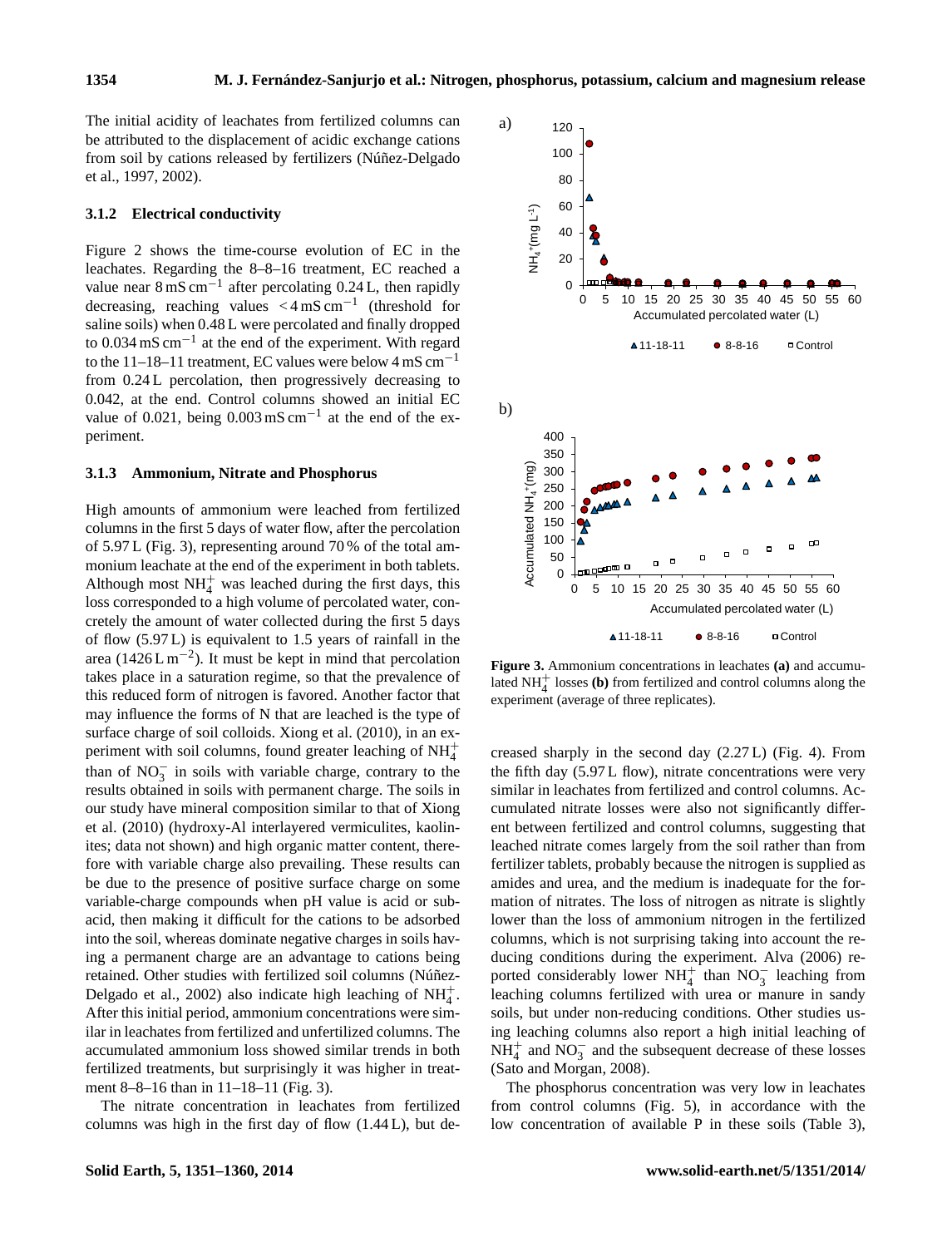The initial acidity of leachates from fertilized columns can be attributed to the displacement of acidic exchange cations from soil by cations released by fertilizers (Núñez-Delgado et al., 1997, 2002).

### 3.1.2 Electrical conductivity

Figure 2 shows the time-course evolution of EC in the leachates. Regarding the 8–8–16 treatment, EC reached a value near $8\,\mathrm{mS\,cm^{-1}}$ after percolating 0.24 L, then rapidly decreasing, reaching values $< 4\,\mathrm{mS\,cm^{-1}}$ (threshold for saline soils) when 0.48 L were percolated and finally dropped to $0.034\,\mathrm{mS\,cm^{-1}}$ at the end of the experiment. With regard to the 11–18–11 treatment, EC values were below $4\,\mathrm{mS\,cm^{-1}}$ from 0.24 L percolation, then progressively decreasing to 0.042, at the end. Control columns showed an initial EC value of 0.021, being $0.003\,\mathrm{mS\,cm^{-1}}$ at the end of the experiment.

### 3.1.3 Ammonium, Nitrate and Phosphorus

High amounts of ammonium were leached from fertilized columns in the first 5 days of water flow, after the percolation of 5.97 L (Fig. 3), representing around 70 % of the total ammonium leachate at the end of the experiment in both tablets. Although most $NH_4^+$ was leached during the first days, this loss corresponded to a high volume of percolated water, concretely the amount of water collected during the first 5 days of flow (5.97 L) is equivalent to 1.5 years of rainfall in the area ($1426\,\mathrm{L\,m^{-2}}$). It must be kept in mind that percolation takes place in a saturation regime, so that the prevalence of this reduced form of nitrogen is favored. Another factor that may influence the forms of N that are leached is the type of surface charge of soil colloids. Xiong et al. (2010), in an experiment with soil columns, found greater leaching of $NH_4^+$ than of $NO_3^-$ in soils with variable charge, contrary to the results obtained in soils with permanent charge. The soils in our study have mineral composition similar to that of Xiong et al. (2010) (hydroxy-Al interlayered vermiculites, kaolinites; data not shown) and high organic matter content, therefore with variable charge also prevailing. These results can be due to the presence of positive surface charge on some variable-charge compounds when pH value is acid or subacid, then making it difficult for the cations to be adsorbed into the soil, whereas dominate negative charges in soils having a permanent charge are an advantage to cations being retained. Other studies with fertilized soil columns (Núñez-Delgado et al., 2002) also indicate high leaching of $NH_4^+$. After this initial period, ammonium concentrations were similar in leachates from fertilized and unfertilized columns. The accumulated ammonium loss showed similar trends in both fertilized treatments, but surprisingly it was higher in treatment 8–8–16 than in 11–18–11 (Fig. 3).

The nitrate concentration in leachates from fertilized columns was high in the first day of flow (1.44 L), but decreased sharply in the second day (2.27 L) (Fig. 4). From the fifth day (5.97 L flow), nitrate concentrations were very similar in leachates from fertilized and control columns. Accumulated nitrate losses were also not significantly different between fertilized and control columns, suggesting that leached nitrate comes largely from the soil rather than from fertilizer tablets, probably because the nitrogen is supplied as amides and urea, and the medium is inadequate for the formation of nitrates. The loss of nitrogen as nitrate is slightly lower than the loss of ammonium nitrogen in the fertilized columns, which is not surprising taking into account the reducing conditions during the experiment. Alva (2006) reported considerably lower $NH_4^+$ than $NO_3^-$ leaching from leaching columns fertilized with urea or manure in sandy soils, but under non-reducing conditions. Other studies using leaching columns also report a high initial leaching of $NH_4^+$ and $NO_3^-$ and the subsequent decrease of these losses (Sato and Morgan, 2008).

The phosphorus concentration was very low in leachates from control columns (Fig. 5), in accordance with the low concentration of available P in these soils (Table 3),

**Figure 3.** Ammonium concentrations in leachates **(a)** and accumulated $NH_4^+$ losses **(b)** from fertilized and control columns along the experiment (average of three replicates).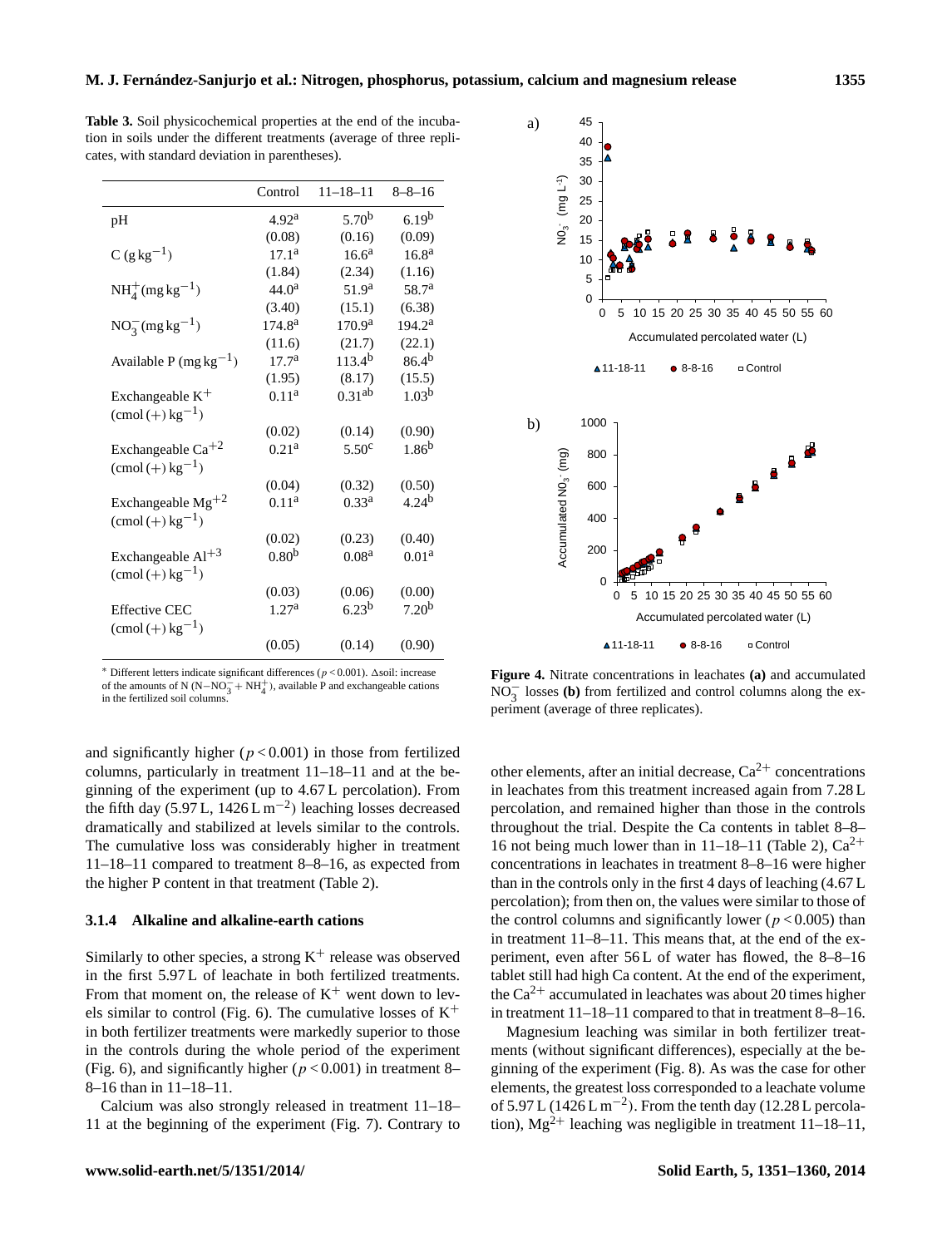**Table 3.** Soil physicochemical properties at the end of the incubation in soils under the different treatments (average of three replicates, with standard deviation in parentheses).

| | Control | 11–18–11 | 8–8–16 |
|---|---|---|---|
| pH | 4.92[a] | 5.70[b] | 6.19[b] |
| | (0.08) | (0.16) | (0.09) |
| C ($g\,kg^{-1}$) | 17.1[a] | 16.6[a] | 16.8[a] |
| | (1.84) | (2.34) | (1.16) |
| $NH_4^+$ ($mg\,kg^{-1}$) | 44.0[a] | 51.9[a] | 58.7[a] |
| | (3.40) | (15.1) | (6.38) |
| $NO_3^-$ ($mg\,kg^{-1}$) | 174.8[a] | 170.9[a] | 194.2[a] |
| | (11.6) | (21.7) | (22.1) |
| Available P ($mg\,kg^{-1}$) | 17.7[a] | 113.4[b] | 86.4[b] |
| | (1.95) | (8.17) | (15.5) |
| Exchangeable $K^+$ ($cmol(+)\,kg^{-1}$) | 0.11[a] | 0.31[ab] | 1.03[b] |
| | (0.02) | (0.14) | (0.90) |
| Exchangeable $Ca^{+2}$ ($cmol(+)\,kg^{-1}$) | 0.21[a] | 5.50[c] | 1.86[b] |
| | (0.04) | (0.32) | (0.50) |
| Exchangeable $Mg^{+2}$ ($cmol(+)\,kg^{-1}$) | 0.11[a] | 0.33[a] | 4.24[b] |
| | (0.02) | (0.23) | (0.40) |
| Exchangeable $Al^{+3}$ ($cmol(+)\,kg^{-1}$) | 0.80[b] | 0.08[a] | 0.01[a] |
| | (0.03) | (0.06) | (0.00) |
| Effective CEC ($cmol(+)\,kg^{-1}$) | 1.27[a] | 6.23[b] | 7.20[b] |
| | (0.05) | (0.14) | (0.90) |

* Different letters indicate significant differences ($p < 0.001$). Δsoil: increase of the amounts of N ($N-NO_3^- + NH_4^+$), available P and exchangeable cations in the fertilized soil columns.

**Figure 4.** Nitrate concentrations in leachates **(a)** and accumulated $NO_3^-$ losses **(b)** from fertilized and control columns along the experiment (average of three replicates).

and significantly higher ($p < 0.001$) in those from fertilized columns, particularly in treatment 11–18–11 and at the beginning of the experiment (up to 4.67 L percolation). From the fifth day (5.97 L, $1426\,L\,m^{-2}$) leaching losses decreased dramatically and stabilized at levels similar to the controls. The cumulative loss was considerably higher in treatment 11–18–11 compared to treatment 8–8–16, as expected from the higher P content in that treatment (Table 2).

### 3.1.4 Alkaline and alkaline-earth cations

Similarly to other species, a strong $K^+$ release was observed in the first 5.97 L of leachate in both fertilized treatments. From that moment on, the release of $K^+$ went down to levels similar to control (Fig. 6). The cumulative losses of $K^+$ in both fertilizer treatments were markedly superior to those in the controls during the whole period of the experiment (Fig. 6), and significantly higher ($p < 0.001$) in treatment 8–8–16 than in 11–18–11.

Calcium was also strongly released in treatment 11–18–11 at the beginning of the experiment (Fig. 7). Contrary to other elements, after an initial decrease, $Ca^{2+}$ concentrations in leachates from this treatment increased again from 7.28 L percolation, and remained higher than those in the controls throughout the trial. Despite the Ca contents in tablet 8–8–16 not being much lower than in 11–18–11 (Table 2), $Ca^{2+}$ concentrations in leachates in treatment 8–8–16 were higher than in the controls only in the first 4 days of leaching (4.67 L percolation); from then on, the values were similar to those of the control columns and significantly lower ($p < 0.005$) than in treatment 11–8–11. This means that, at the end of the experiment, even after 56 L of water has flowed, the 8–8–16 tablet still had high Ca content. At the end of the experiment, the $Ca^{2+}$ accumulated in leachates was about 20 times higher in treatment 11–18–11 compared to that in treatment 8–8–16.

Magnesium leaching was similar in both fertilizer treatments (without significant differences), especially at the beginning of the experiment (Fig. 8). As was the case for other elements, the greatest loss corresponded to a leachate volume of 5.97 L ($1426\,L\,m^{-2}$). From the tenth day (12.28 L percolation), $Mg^{2+}$ leaching was negligible in treatment 11–18–11,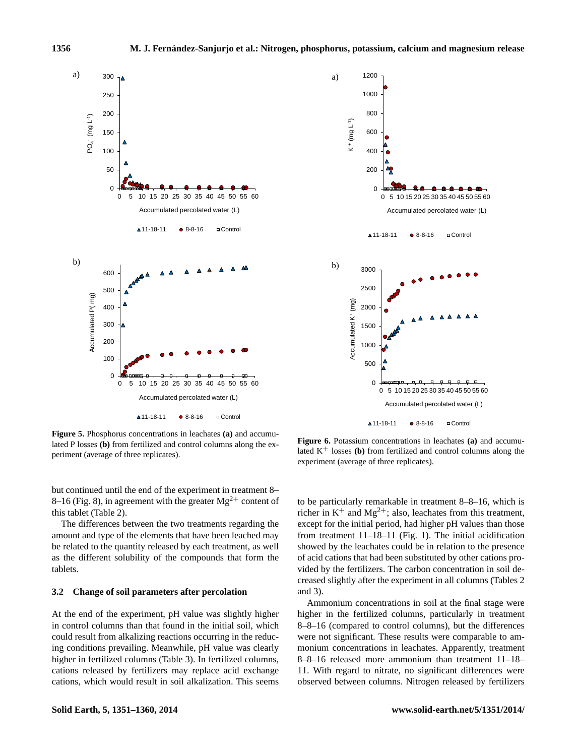**Figure 5.** Phosphorus concentrations in leachates **(a)** and accumulated P losses **(b)** from fertilized and control columns along the experiment (average of three replicates).

**Figure 6.** Potassium concentrations in leachates **(a)** and accumulated $K^+$ losses **(b)** from fertilized and control columns along the experiment (average of three replicates).

but continued until the end of the experiment in treatment 8–8–16 (Fig. 8), in agreement with the greater $Mg^{2+}$ content of this tablet (Table 2).

The differences between the two treatments regarding the amount and type of the elements that have been leached may be related to the quantity released by each treatment, as well as the different solubility of the compounds that form the tablets.

### 3.2 Change of soil parameters after percolation

At the end of the experiment, pH value was slightly higher in control columns than that found in the initial soil, which could result from alkalizing reactions occurring in the reducing conditions prevailing. Meanwhile, pH value was clearly higher in fertilized columns (Table 3). In fertilized columns, cations released by fertilizers may replace acid exchange cations, which would result in soil alkalization. This seems to be particularly remarkable in treatment 8–8–16, which is richer in $K^+$ and $Mg^{2+}$; also, leachates from this treatment, except for the initial period, had higher pH values than those from treatment 11–18–11 (Fig. 1). The initial acidification showed by the leachates could be in relation to the presence of acid cations that had been substituted by other cations provided by the fertilizers. The carbon concentration in soil decreased slightly after the experiment in all columns (Tables 2 and 3).

Ammonium concentrations in soil at the final stage were higher in the fertilized columns, particularly in treatment 8–8–16 (compared to control columns), but the differences were not significant. These results were comparable to ammonium concentrations in leachates. Apparently, treatment 8–8–16 released more ammonium than treatment 11–18–11. With regard to nitrate, no significant differences were observed between columns. Nitrogen released by fertilizers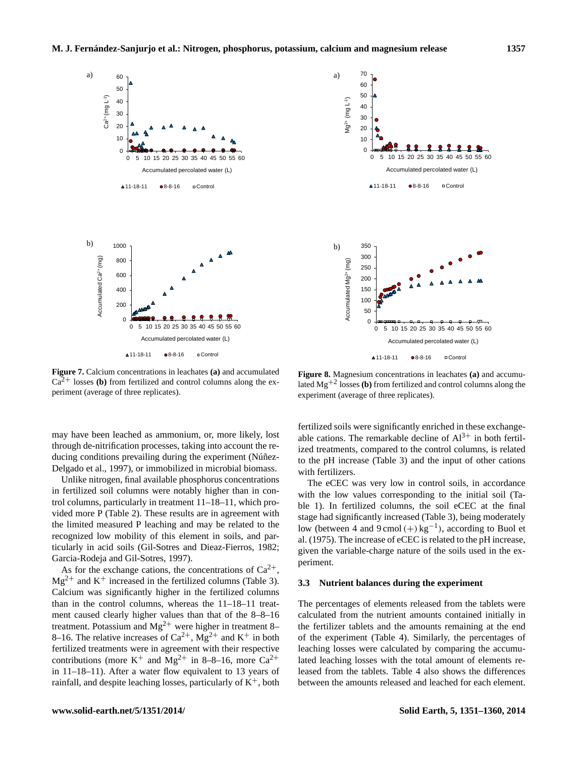**Figure 7.** Calcium concentrations in leachates **(a)** and accumulated $Ca^{2+}$ losses **(b)** from fertilized and control columns along the experiment (average of three replicates).

**Figure 8.** Magnesium concentrations in leachates **(a)** and accumulated $Mg^{+2}$ losses **(b)** from fertilized and control columns along the experiment (average of three replicates).

may have been leached as ammonium, or, more likely, lost through de-nitrification processes, taking into account the reducing conditions prevailing during the experiment (Núñez-Delgado et al., 1997), or immobilized in microbial biomass.

Unlike nitrogen, final available phosphorus concentrations in fertilized soil columns were notably higher than in control columns, particularly in treatment 11–18–11, which provided more P (Table 2). These results are in agreement with the limited measured P leaching and may be related to the recognized low mobility of this element in soils, and particularly in acid soils (Gil-Sotres and Dieaz-Fierros, 1982; Garcia-Rodeja and Gil-Sotres, 1997).

As for the exchange cations, the concentrations of $Ca^{2+}$, $Mg^{2+}$ and $K^{+}$ increased in the fertilized columns (Table 3). Calcium was significantly higher in the fertilized columns than in the control columns, whereas the 11–18–11 treatment caused clearly higher values than that of the 8–8–16 treatment. Potassium and $Mg^{2+}$ were higher in treatment 8–8–16. The relative increases of $Ca^{2+}$, $Mg^{2+}$ and $K^{+}$ in both fertilized treatments were in agreement with their respective contributions (more $K^{+}$ and $Mg^{2+}$ in 8–8–16, more $Ca^{2+}$ in 11–18–11). After a water flow equivalent to 13 years of rainfall, and despite leaching losses, particularly of $K^{+}$, both fertilized soils were significantly enriched in these exchangeable cations. The remarkable decline of $Al^{3+}$ in both fertilized treatments, compared to the control columns, is related to the pH increase (Table 3) and the input of other cations with fertilizers.

The eCEC was very low in control soils, in accordance with the low values corresponding to the initial soil (Table 1). In fertilized columns, the soil eCEC at the final stage had significantly increased (Table 3), being moderately low (between 4 and 9 $\text{cmol}\,(+)\,\text{kg}^{-1}$), according to Buol et al. (1975). The increase of eCEC is related to the pH increase, given the variable-charge nature of the soils used in the experiment.

### 3.3 Nutrient balances during the experiment

The percentages of elements released from the tablets were calculated from the nutrient amounts contained initially in the fertilizer tablets and the amounts remaining at the end of the experiment (Table 4). Similarly, the percentages of leaching losses were calculated by comparing the accumulated leaching losses with the total amount of elements released from the tablets. Table 4 also shows the differences between the amounts released and leached for each element.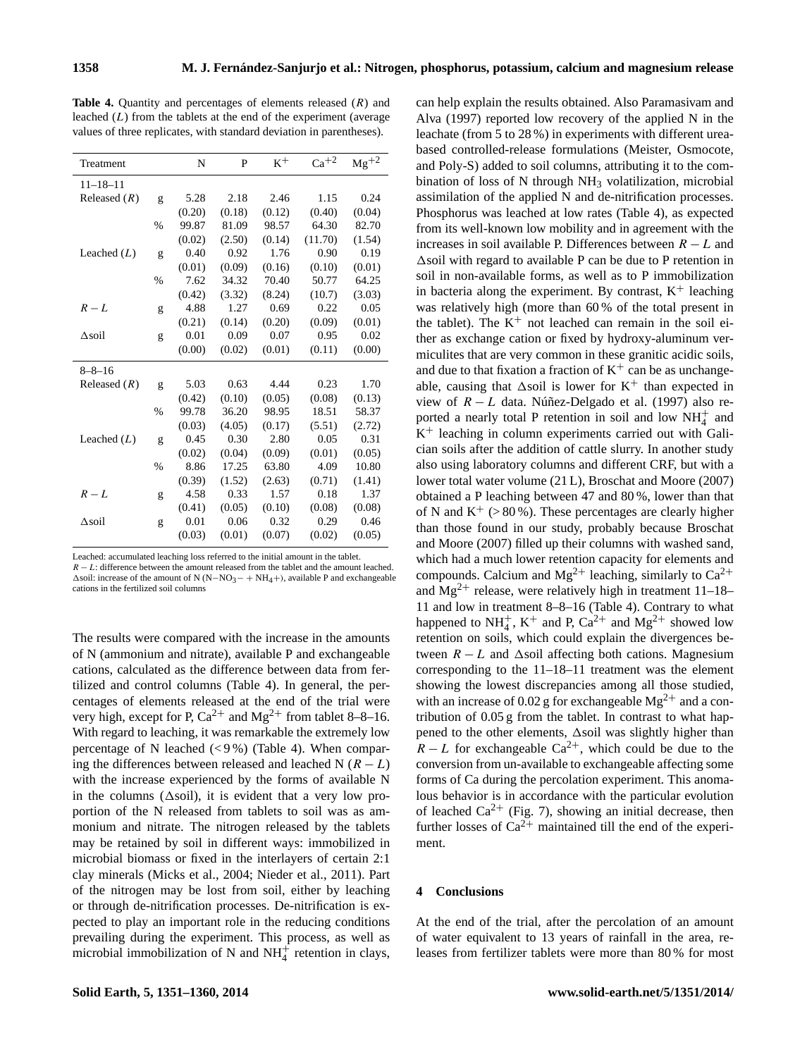**Table 4.** Quantity and percentages of elements released ($R$) and leached ($L$) from the tablets at the end of the experiment (average values of three replicates, with standard deviation in parentheses).

| Treatment | | N | P | $K^+$ | $Ca^{+2}$ | $Mg^{+2}$ |
|---|---|---|---|---|---|---|
| 11–18–11 | | | | | | |
| Released ($R$) | g | 5.28 | 2.18 | 2.46 | 1.15 | 0.24 |
| | | (0.20) | (0.18) | (0.12) | (0.40) | (0.04) |
| | % | 99.87 | 81.09 | 98.57 | 64.30 | 82.70 |
| | | (0.02) | (2.50) | (0.14) | (11.70) | (1.54) |
| Leached ($L$) | g | 0.40 | 0.92 | 1.76 | 0.90 | 0.19 |
| | | (0.01) | (0.09) | (0.16) | (0.10) | (0.01) |
| | % | 7.62 | 34.32 | 70.40 | 50.77 | 64.25 |
| | | (0.42) | (3.32) | (8.24) | (10.7) | (3.03) |
| $R-L$ | g | 4.88 | 1.27 | 0.69 | 0.22 | 0.05 |
| | | (0.21) | (0.14) | (0.20) | (0.09) | (0.01) |
| $\Delta$soil | g | 0.01 | 0.09 | 0.07 | 0.95 | 0.02 |
| | | (0.00) | (0.02) | (0.01) | (0.11) | (0.00) |
| 8–8–16 | | | | | | |
| Released ($R$) | g | 5.03 | 0.63 | 4.44 | 0.23 | 1.70 |
| | | (0.42) | (0.10) | (0.05) | (0.08) | (0.13) |
| | % | 99.78 | 36.20 | 98.95 | 18.51 | 58.37 |
| | | (0.03) | (4.05) | (0.17) | (5.51) | (2.72) |
| Leached ($L$) | g | 0.45 | 0.30 | 2.80 | 0.05 | 0.31 |
| | | (0.02) | (0.04) | (0.09) | (0.01) | (0.05) |
| | % | 8.86 | 17.25 | 63.80 | 4.09 | 10.80 |
| | | (0.39) | (1.52) | (2.63) | (0.71) | (1.41) |
| $R-L$ | g | 4.58 | 0.33 | 1.57 | 0.18 | 1.37 |
| | | (0.41) | (0.05) | (0.10) | (0.08) | (0.08) |
| $\Delta$soil | g | 0.01 | 0.06 | 0.32 | 0.29 | 0.46 |
| | | (0.03) | (0.01) | (0.07) | (0.02) | (0.05) |

Leached: accumulated leaching loss referred to the initial amount in the tablet.
$R-L$: difference between the amount released from the tablet and the amount leached.
$\Delta$soil: increase of the amount of N ($N{-}NO_3- + NH_4+$), available P and exchangeable cations in the fertilized soil columns

The results were compared with the increase in the amounts of N (ammonium and nitrate), available P and exchangeable cations, calculated as the difference between data from fertilized and control columns (Table 4). In general, the percentages of elements released at the end of the trial were very high, except for P, $Ca^{2+}$ and $Mg^{2+}$ from tablet 8–8–16. With regard to leaching, it was remarkable the extremely low percentage of N leached (< 9 %) (Table 4). When comparing the differences between released and leached N ($R-L$) with the increase experienced by the forms of available N in the columns ($\Delta$soil), it is evident that a very low proportion of the N released from tablets to soil was as ammonium and nitrate. The nitrogen released by the tablets may be retained by soil in different ways: immobilized in microbial biomass or fixed in the interlayers of certain 2:1 clay minerals (Micks et al., 2004; Nieder et al., 2011). Part of the nitrogen may be lost from soil, either by leaching or through de-nitrification processes. De-nitrification is expected to play an important role in the reducing conditions prevailing during the experiment. This process, as well as microbial immobilization of N and $NH_4^+$ retention in clays, can help explain the results obtained. Also Paramasivam and Alva (1997) reported low recovery of the applied N in the leachate (from 5 to 28 %) in experiments with different urea-based controlled-release formulations (Meister, Osmocote, and Poly-S) added to soil columns, attributing it to the combination of loss of N through $NH_3$ volatilization, microbial assimilation of the applied N and de-nitrification processes. Phosphorus was leached at low rates (Table 4), as expected from its well-known low mobility and in agreement with the increases in soil available P. Differences between $R-L$ and $\Delta$soil with regard to available P can be due to P retention in soil in non-available forms, as well as to P immobilization in bacteria along the experiment. By contrast, $K^+$ leaching was relatively high (more than 60 % of the total present in the tablet). The $K^+$ not leached can remain in the soil either as exchange cation or fixed by hydroxy-aluminum vermiculites that are very common in these granitic acidic soils, and due to that fixation a fraction of $K^+$ can be as unchangeable, causing that $\Delta$soil is lower for $K^+$ than expected in view of $R-L$ data. Núñez-Delgado et al. (1997) also reported a nearly total P retention in soil and low $NH_4^+$ and $K^+$ leaching in column experiments carried out with Galician soils after the addition of cattle slurry. In another study also using laboratory columns and different CRF, but with a lower total water volume (21 L), Broschat and Moore (2007) obtained a P leaching between 47 and 80 %, lower than that of N and $K^+$ (> 80 %). These percentages are clearly higher than those found in our study, probably because Broschat and Moore (2007) filled up their columns with washed sand, which had a much lower retention capacity for elements and compounds. Calcium and $Mg^{2+}$ leaching, similarly to $Ca^{2+}$ and $Mg^{2+}$ release, were relatively high in treatment 11–18–11 and low in treatment 8–8–16 (Table 4). Contrary to what happened to $NH_4^+$, $K^+$ and P, $Ca^{2+}$ and $Mg^{2+}$ showed low retention on soils, which could explain the divergences between $R-L$ and $\Delta$soil affecting both cations. Magnesium corresponding to the 11–18–11 treatment was the element showing the lowest discrepancies among all those studied, with an increase of 0.02 g for exchangeable $Mg^{2+}$ and a contribution of 0.05 g from the tablet. In contrast to what happened to the other elements, $\Delta$soil was slightly higher than $R-L$ for exchangeable $Ca^{2+}$, which could be due to the conversion from un-available to exchangeable affecting some forms of Ca during the percolation experiment. This anomalous behavior is in accordance with the particular evolution of leached $Ca^{2+}$ (Fig. 7), showing an initial decrease, then further losses of $Ca^{2+}$ maintained till the end of the experiment.

## 4 Conclusions

At the end of the trial, after the percolation of an amount of water equivalent to 13 years of rainfall in the area, releases from fertilizer tablets were more than 80 % for most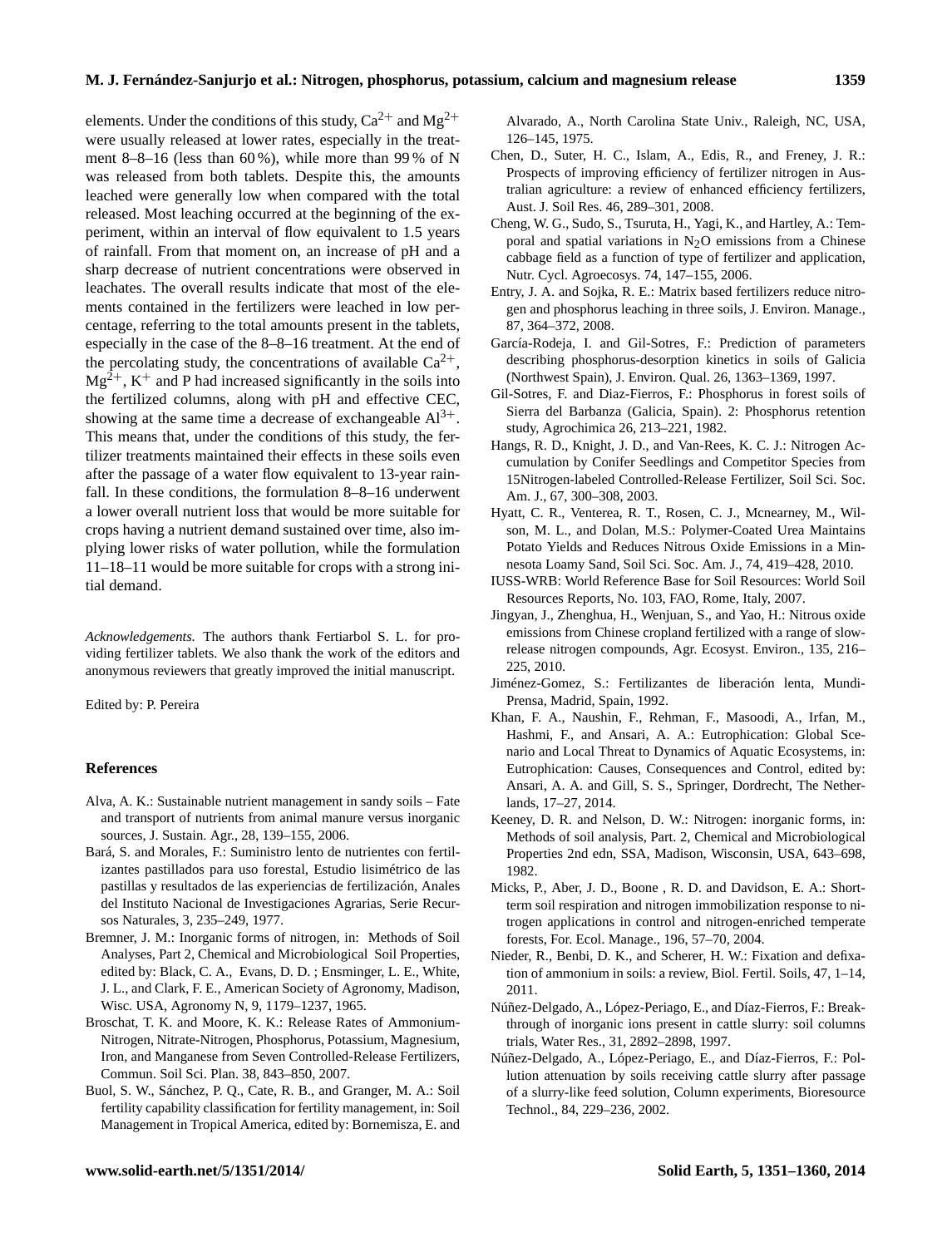elements. Under the conditions of this study, $Ca^{2+}$ and $Mg^{2+}$ were usually released at lower rates, especially in the treatment 8–8–16 (less than 60 %), while more than 99 % of N was released from both tablets. Despite this, the amounts leached were generally low when compared with the total released. Most leaching occurred at the beginning of the experiment, within an interval of flow equivalent to 1.5 years of rainfall. From that moment on, an increase of pH and a sharp decrease of nutrient concentrations were observed in leachates. The overall results indicate that most of the elements contained in the fertilizers were leached in low percentage, referring to the total amounts present in the tablets, especially in the case of the 8–8–16 treatment. At the end of the percolating study, the concentrations of available $Ca^{2+}$, $Mg^{2+}$, $K^{+}$ and P had increased significantly in the soils into the fertilized columns, along with pH and effective CEC, showing at the same time a decrease of exchangeable $Al^{3+}$. This means that, under the conditions of this study, the fertilizer treatments maintained their effects in these soils even after the passage of a water flow equivalent to 13-year rainfall. In these conditions, the formulation 8–8–16 underwent a lower overall nutrient loss that would be more suitable for crops having a nutrient demand sustained over time, also implying lower risks of water pollution, while the formulation 11–18–11 would be more suitable for crops with a strong initial demand.

*Acknowledgements.* The authors thank Fertiarbol S. L. for providing fertilizer tablets. We also thank the work of the editors and anonymous reviewers that greatly improved the initial manuscript.

Edited by: P. Pereira

## References

Alva, A. K.: Sustainable nutrient management in sandy soils – Fate and transport of nutrients from animal manure versus inorganic sources, J. Sustain. Agr., 28, 139–155, 2006.

Bará, S. and Morales, F.: Suministro lento de nutrientes con fertilizantes pastillados para uso forestal, Estudio lisimétrico de las pastillas y resultados de las experiencias de fertilización, Anales del Instituto Nacional de Investigaciones Agrarias, Serie Recursos Naturales, 3, 235–249, 1977.

Bremner, J. M.: Inorganic forms of nitrogen, in: Methods of Soil Analyses, Part 2, Chemical and Microbiological Soil Properties, edited by: Black, C. A., Evans, D. D. ; Ensminger, L. E., White, J. L., and Clark, F. E., American Society of Agronomy, Madison, Wisc. USA, Agronomy N, 9, 1179–1237, 1965.

Broschat, T. K. and Moore, K. K.: Release Rates of Ammonium-Nitrogen, Nitrate-Nitrogen, Phosphorus, Potassium, Magnesium, Iron, and Manganese from Seven Controlled-Release Fertilizers, Commun. Soil Sci. Plan. 38, 843–850, 2007.

Buol, S. W., Sánchez, P. Q., Cate, R. B., and Granger, M. A.: Soil fertility capability classification for fertility management, in: Soil Management in Tropical America, edited by: Bornemisza, E. and Alvarado, A., North Carolina State Univ., Raleigh, NC, USA, 126–145, 1975.

Chen, D., Suter, H. C., Islam, A., Edis, R., and Freney, J. R.: Prospects of improving efficiency of fertilizer nitrogen in Australian agriculture: a review of enhanced efficiency fertilizers, Aust. J. Soil Res. 46, 289–301, 2008.

Cheng, W. G., Sudo, S., Tsuruta, H., Yagi, K., and Hartley, A.: Temporal and spatial variations in $N_2O$ emissions from a Chinese cabbage field as a function of type of fertilizer and application, Nutr. Cycl. Agroecosys. 74, 147–155, 2006.

Entry, J. A. and Sojka, R. E.: Matrix based fertilizers reduce nitrogen and phosphorus leaching in three soils, J. Environ. Manage., 87, 364–372, 2008.

García-Rodeja, I. and Gil-Sotres, F.: Prediction of parameters describing phosphorus-desorption kinetics in soils of Galicia (Northwest Spain), J. Environ. Qual. 26, 1363–1369, 1997.

Gil-Sotres, F. and Diaz-Fierros, F.: Phosphorus in forest soils of Sierra del Barbanza (Galicia, Spain). 2: Phosphorus retention study, Agrochimica 26, 213–221, 1982.

Hangs, R. D., Knight, J. D., and Van-Rees, K. C. J.: Nitrogen Accumulation by Conifer Seedlings and Competitor Species from 15Nitrogen-labeled Controlled-Release Fertilizer, Soil Sci. Soc. Am. J., 67, 300–308, 2003.

Hyatt, C. R., Venterea, R. T., Rosen, C. J., Mcnearney, M., Wilson, M. L., and Dolan, M.S.: Polymer-Coated Urea Maintains Potato Yields and Reduces Nitrous Oxide Emissions in a Minnesota Loamy Sand, Soil Sci. Soc. Am. J., 74, 419–428, 2010.

IUSS-WRB: World Reference Base for Soil Resources: World Soil Resources Reports, No. 103, FAO, Rome, Italy, 2007.

Jingyan, J., Zhenghua, H., Wenjuan, S., and Yao, H.: Nitrous oxide emissions from Chinese cropland fertilized with a range of slow-release nitrogen compounds, Agr. Ecosyst. Environ., 135, 216–225, 2010.

Jiménez-Gomez, S.: Fertilizantes de liberación lenta, Mundi-Prensa, Madrid, Spain, 1992.

Khan, F. A., Naushin, F., Rehman, F., Masoodi, A., Irfan, M., Hashmi, F., and Ansari, A. A.: Eutrophication: Global Scenario and Local Threat to Dynamics of Aquatic Ecosystems, in: Eutrophication: Causes, Consequences and Control, edited by: Ansari, A. A. and Gill, S. S., Springer, Dordrecht, The Netherlands, 17–27, 2014.

Keeney, D. R. and Nelson, D. W.: Nitrogen: inorganic forms, in: Methods of soil analysis, Part. 2, Chemical and Microbiological Properties 2nd edn, SSA, Madison, Wisconsin, USA, 643–698, 1982.

Micks, P., Aber, J. D., Boone , R. D. and Davidson, E. A.: Short-term soil respiration and nitrogen immobilization response to nitrogen applications in control and nitrogen-enriched temperate forests, For. Ecol. Manage., 196, 57–70, 2004.

Nieder, R., Benbi, D. K., and Scherer, H. W.: Fixation and defixation of ammonium in soils: a review, Biol. Fertil. Soils, 47, 1–14, 2011.

Núñez-Delgado, A., López-Periago, E., and Díaz-Fierros, F.: Breakthrough of inorganic ions present in cattle slurry: soil columns trials, Water Res., 31, 2892–2898, 1997.

Núñez-Delgado, A., López-Periago, E., and Díaz-Fierros, F.: Pollution attenuation by soils receiving cattle slurry after passage of a slurry-like feed solution, Column experiments, Bioresource Technol., 84, 229–236, 2002.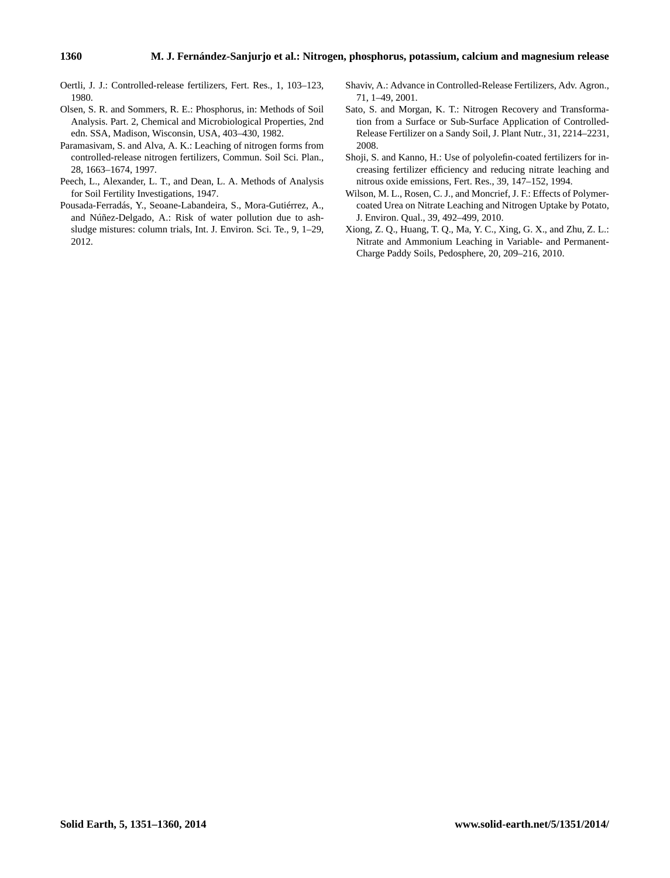Oertli, J. J.: Controlled-release fertilizers, Fert. Res., 1, 103–123, 1980.

Olsen, S. R. and Sommers, R. E.: Phosphorus, in: Methods of Soil Analysis. Part. 2, Chemical and Microbiological Properties, 2nd edn. SSA, Madison, Wisconsin, USA, 403–430, 1982.

Paramasivam, S. and Alva, A. K.: Leaching of nitrogen forms from controlled-release nitrogen fertilizers, Commun. Soil Sci. Plan., 28, 1663–1674, 1997.

Peech, L., Alexander, L. T., and Dean, L. A. Methods of Analysis for Soil Fertility Investigations, 1947.

Pousada-Ferradás, Y., Seoane-Labandeira, S., Mora-Gutiérrez, A., and Núñez-Delgado, A.: Risk of water pollution due to ash-sludge mistures: column trials, Int. J. Environ. Sci. Te., 9, 1–29, 2012.

Shaviv, A.: Advance in Controlled-Release Fertilizers, Adv. Agron., 71, 1–49, 2001.

Sato, S. and Morgan, K. T.: Nitrogen Recovery and Transformation from a Surface or Sub-Surface Application of Controlled-Release Fertilizer on a Sandy Soil, J. Plant Nutr., 31, 2214–2231, 2008.

Shoji, S. and Kanno, H.: Use of polyolefin-coated fertilizers for increasing fertilizer efficiency and reducing nitrate leaching and nitrous oxide emissions, Fert. Res., 39, 147–152, 1994.

Wilson, M. L., Rosen, C. J., and Moncrief, J. F.: Effects of Polymer-coated Urea on Nitrate Leaching and Nitrogen Uptake by Potato, J. Environ. Qual., 39, 492–499, 2010.

Xiong, Z. Q., Huang, T. Q., Ma, Y. C., Xing, G. X., and Zhu, Z. L.: Nitrate and Ammonium Leaching in Variable- and Permanent-Charge Paddy Soils, Pedosphere, 20, 209–216, 2010.